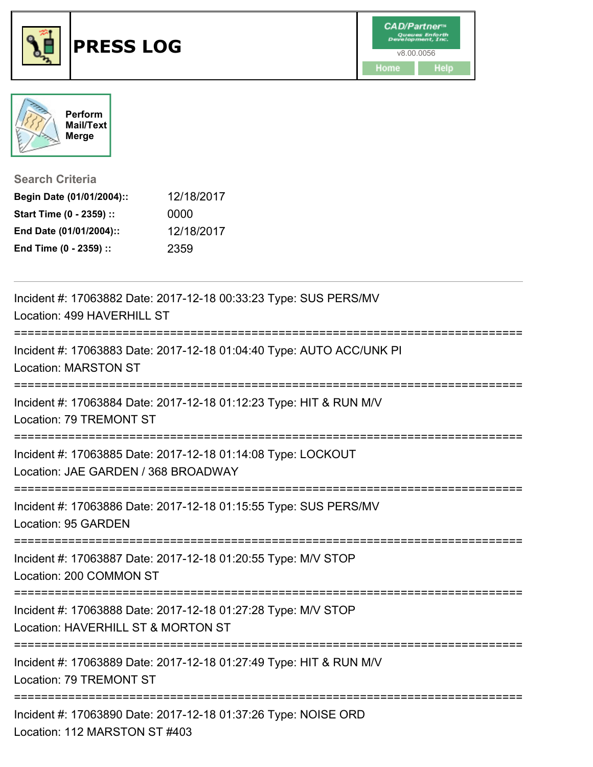# PRESS LOG

CAD/Partner™
v8.00.0056

Home | Help

Perform Mail/Text Merge

**Search Criteria**

| | |
|---|---|
| **Begin Date (01/01/2004)::** | 12/18/2017 |
| **Start Time (0 - 2359) ::** | 0000 |
| **End Date (01/01/2004)::** | 12/18/2017 |
| **End Time (0 - 2359) ::** | 2359 |

---

Incident #: 17063882 Date: 2017-12-18 00:33:23 Type: SUS PERS/MV
Location: 499 HAVERHILL ST

===========================================================================

Incident #: 17063883 Date: 2017-12-18 01:04:40 Type: AUTO ACC/UNK PI
Location: MARSTON ST

===========================================================================

Incident #: 17063884 Date: 2017-12-18 01:12:23 Type: HIT & RUN M/V
Location: 79 TREMONT ST

===========================================================================

Incident #: 17063885 Date: 2017-12-18 01:14:08 Type: LOCKOUT
Location: JAE GARDEN / 368 BROADWAY

===========================================================================

Incident #: 17063886 Date: 2017-12-18 01:15:55 Type: SUS PERS/MV
Location: 95 GARDEN

===========================================================================

Incident #: 17063887 Date: 2017-12-18 01:20:55 Type: M/V STOP
Location: 200 COMMON ST

===========================================================================

Incident #: 17063888 Date: 2017-12-18 01:27:28 Type: M/V STOP
Location: HAVERHILL ST & MORTON ST

===========================================================================

Incident #: 17063889 Date: 2017-12-18 01:27:49 Type: HIT & RUN M/V
Location: 79 TREMONT ST

===========================================================================

Incident #: 17063890 Date: 2017-12-18 01:37:26 Type: NOISE ORD
Location: 112 MARSTON ST #403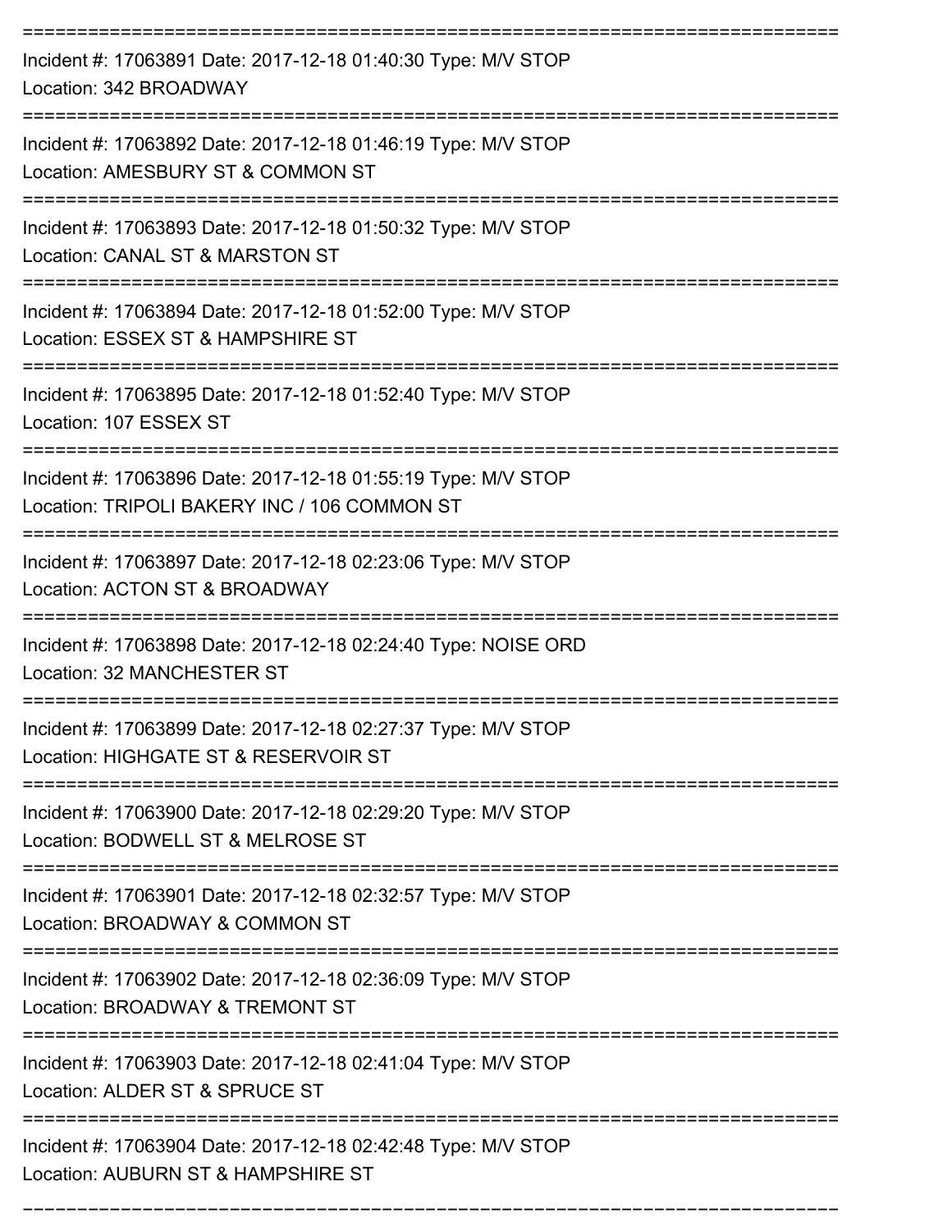Incident #: 17063891 Date: 2017-12-18 01:40:30 Type: M/V STOP
Location: 342 BROADWAY

---

Incident #: 17063892 Date: 2017-12-18 01:46:19 Type: M/V STOP
Location: AMESBURY ST & COMMON ST

---

Incident #: 17063893 Date: 2017-12-18 01:50:32 Type: M/V STOP
Location: CANAL ST & MARSTON ST

---

Incident #: 17063894 Date: 2017-12-18 01:52:00 Type: M/V STOP
Location: ESSEX ST & HAMPSHIRE ST

---

Incident #: 17063895 Date: 2017-12-18 01:52:40 Type: M/V STOP
Location: 107 ESSEX ST

---

Incident #: 17063896 Date: 2017-12-18 01:55:19 Type: M/V STOP
Location: TRIPOLI BAKERY INC / 106 COMMON ST

---

Incident #: 17063897 Date: 2017-12-18 02:23:06 Type: M/V STOP
Location: ACTON ST & BROADWAY

---

Incident #: 17063898 Date: 2017-12-18 02:24:40 Type: NOISE ORD
Location: 32 MANCHESTER ST

---

Incident #: 17063899 Date: 2017-12-18 02:27:37 Type: M/V STOP
Location: HIGHGATE ST & RESERVOIR ST

---

Incident #: 17063900 Date: 2017-12-18 02:29:20 Type: M/V STOP
Location: BODWELL ST & MELROSE ST

---

Incident #: 17063901 Date: 2017-12-18 02:32:57 Type: M/V STOP
Location: BROADWAY & COMMON ST

---

Incident #: 17063902 Date: 2017-12-18 02:36:09 Type: M/V STOP
Location: BROADWAY & TREMONT ST

---

Incident #: 17063903 Date: 2017-12-18 02:41:04 Type: M/V STOP
Location: ALDER ST & SPRUCE ST

---

Incident #: 17063904 Date: 2017-12-18 02:42:48 Type: M/V STOP
Location: AUBURN ST & HAMPSHIRE ST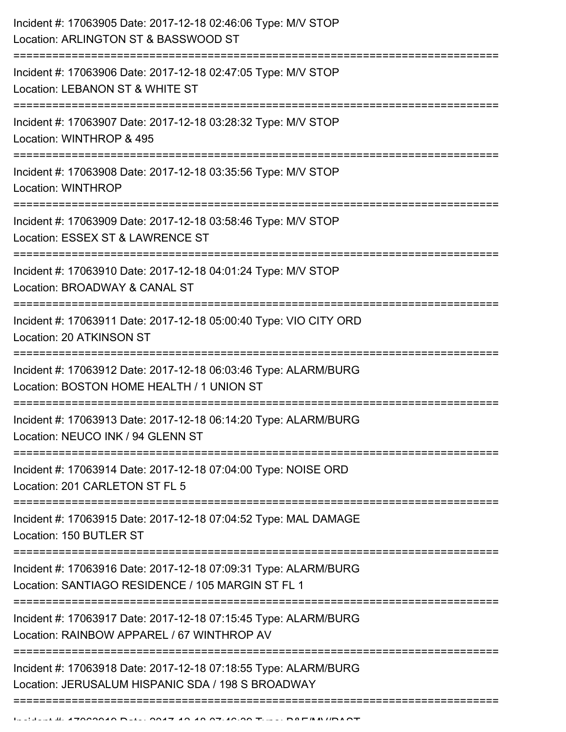Incident #: 17063905 Date: 2017-12-18 02:46:06 Type: M/V STOP
Location: ARLINGTON ST & BASSWOOD ST

===========================================================================

Incident #: 17063906 Date: 2017-12-18 02:47:05 Type: M/V STOP
Location: LEBANON ST & WHITE ST

===========================================================================

Incident #: 17063907 Date: 2017-12-18 03:28:32 Type: M/V STOP
Location: WINTHROP & 495

===========================================================================

Incident #: 17063908 Date: 2017-12-18 03:35:56 Type: M/V STOP
Location: WINTHROP

===========================================================================

Incident #: 17063909 Date: 2017-12-18 03:58:46 Type: M/V STOP
Location: ESSEX ST & LAWRENCE ST

===========================================================================

Incident #: 17063910 Date: 2017-12-18 04:01:24 Type: M/V STOP
Location: BROADWAY & CANAL ST

===========================================================================

Incident #: 17063911 Date: 2017-12-18 05:00:40 Type: VIO CITY ORD
Location: 20 ATKINSON ST

===========================================================================

Incident #: 17063912 Date: 2017-12-18 06:03:46 Type: ALARM/BURG
Location: BOSTON HOME HEALTH / 1 UNION ST

===========================================================================

Incident #: 17063913 Date: 2017-12-18 06:14:20 Type: ALARM/BURG
Location: NEUCO INK / 94 GLENN ST

===========================================================================

Incident #: 17063914 Date: 2017-12-18 07:04:00 Type: NOISE ORD
Location: 201 CARLETON ST FL 5

===========================================================================

Incident #: 17063915 Date: 2017-12-18 07:04:52 Type: MAL DAMAGE
Location: 150 BUTLER ST

===========================================================================

Incident #: 17063916 Date: 2017-12-18 07:09:31 Type: ALARM/BURG
Location: SANTIAGO RESIDENCE / 105 MARGIN ST FL 1

===========================================================================

Incident #: 17063917 Date: 2017-12-18 07:15:45 Type: ALARM/BURG
Location: RAINBOW APPAREL / 67 WINTHROP AV

===========================================================================

Incident #: 17063918 Date: 2017-12-18 07:18:55 Type: ALARM/BURG
Location: JERUSALUM HISPANIC SDA / 198 S BROADWAY

===========================================================================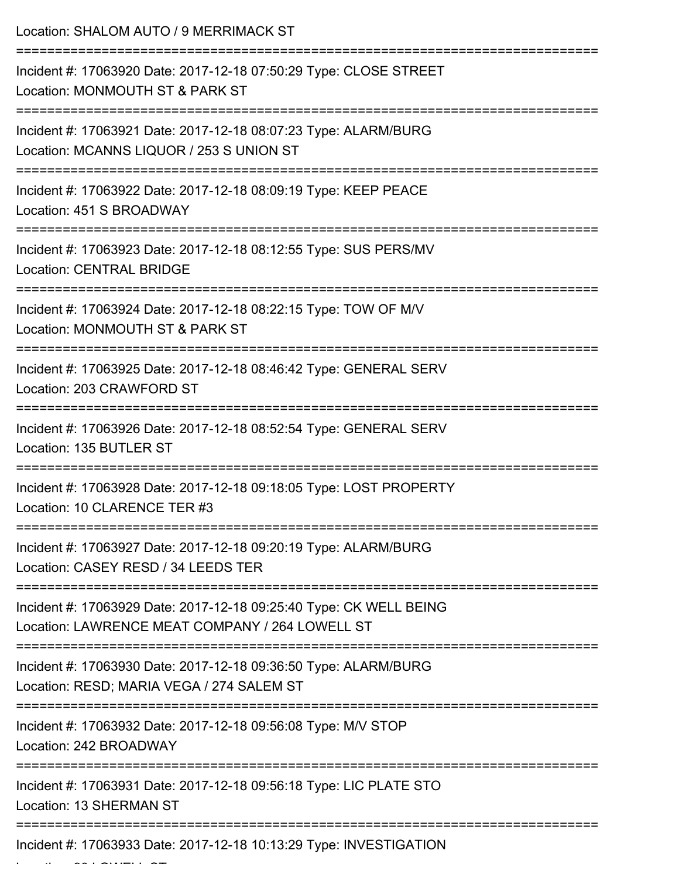Location: SHALOM AUTO / 9 MERRIMACK ST

===========================================================================

Incident #: 17063920 Date: 2017-12-18 07:50:29 Type: CLOSE STREET
Location: MONMOUTH ST & PARK ST

===========================================================================

Incident #: 17063921 Date: 2017-12-18 08:07:23 Type: ALARM/BURG
Location: MCANNS LIQUOR / 253 S UNION ST

===========================================================================

Incident #: 17063922 Date: 2017-12-18 08:09:19 Type: KEEP PEACE
Location: 451 S BROADWAY

===========================================================================

Incident #: 17063923 Date: 2017-12-18 08:12:55 Type: SUS PERS/MV
Location: CENTRAL BRIDGE

===========================================================================

Incident #: 17063924 Date: 2017-12-18 08:22:15 Type: TOW OF M/V
Location: MONMOUTH ST & PARK ST

===========================================================================

Incident #: 17063925 Date: 2017-12-18 08:46:42 Type: GENERAL SERV
Location: 203 CRAWFORD ST

===========================================================================

Incident #: 17063926 Date: 2017-12-18 08:52:54 Type: GENERAL SERV
Location: 135 BUTLER ST

===========================================================================

Incident #: 17063928 Date: 2017-12-18 09:18:05 Type: LOST PROPERTY
Location: 10 CLARENCE TER #3

===========================================================================

Incident #: 17063927 Date: 2017-12-18 09:20:19 Type: ALARM/BURG
Location: CASEY RESD / 34 LEEDS TER

===========================================================================

Incident #: 17063929 Date: 2017-12-18 09:25:40 Type: CK WELL BEING
Location: LAWRENCE MEAT COMPANY / 264 LOWELL ST

===========================================================================

Incident #: 17063930 Date: 2017-12-18 09:36:50 Type: ALARM/BURG
Location: RESD; MARIA VEGA / 274 SALEM ST

===========================================================================

Incident #: 17063932 Date: 2017-12-18 09:56:08 Type: M/V STOP
Location: 242 BROADWAY

===========================================================================

Incident #: 17063931 Date: 2017-12-18 09:56:18 Type: LIC PLATE STO
Location: 13 SHERMAN ST

===========================================================================

Incident #: 17063933 Date: 2017-12-18 10:13:29 Type: INVESTIGATION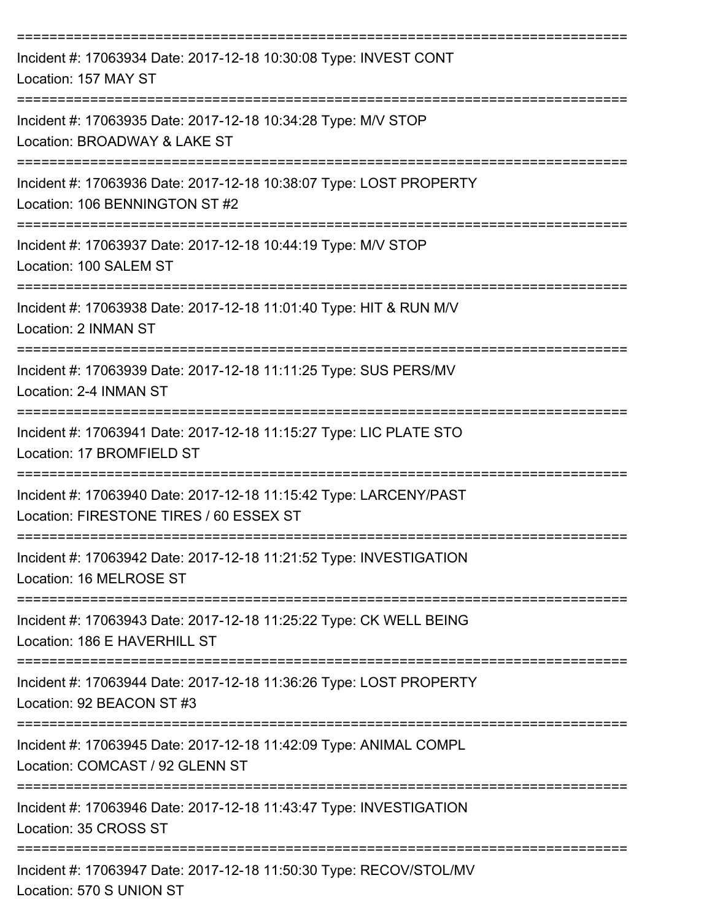===========================================================================

Incident #: 17063934 Date: 2017-12-18 10:30:08 Type: INVEST CONT
Location: 157 MAY ST

===========================================================================

Incident #: 17063935 Date: 2017-12-18 10:34:28 Type: M/V STOP
Location: BROADWAY & LAKE ST

===========================================================================

Incident #: 17063936 Date: 2017-12-18 10:38:07 Type: LOST PROPERTY
Location: 106 BENNINGTON ST #2

===========================================================================

Incident #: 17063937 Date: 2017-12-18 10:44:19 Type: M/V STOP
Location: 100 SALEM ST

===========================================================================

Incident #: 17063938 Date: 2017-12-18 11:01:40 Type: HIT & RUN M/V
Location: 2 INMAN ST

===========================================================================

Incident #: 17063939 Date: 2017-12-18 11:11:25 Type: SUS PERS/MV
Location: 2-4 INMAN ST

===========================================================================

Incident #: 17063941 Date: 2017-12-18 11:15:27 Type: LIC PLATE STO
Location: 17 BROMFIELD ST

===========================================================================

Incident #: 17063940 Date: 2017-12-18 11:15:42 Type: LARCENY/PAST
Location: FIRESTONE TIRES / 60 ESSEX ST

===========================================================================

Incident #: 17063942 Date: 2017-12-18 11:21:52 Type: INVESTIGATION
Location: 16 MELROSE ST

===========================================================================

Incident #: 17063943 Date: 2017-12-18 11:25:22 Type: CK WELL BEING
Location: 186 E HAVERHILL ST

===========================================================================

Incident #: 17063944 Date: 2017-12-18 11:36:26 Type: LOST PROPERTY
Location: 92 BEACON ST #3

===========================================================================

Incident #: 17063945 Date: 2017-12-18 11:42:09 Type: ANIMAL COMPL
Location: COMCAST / 92 GLENN ST

===========================================================================

Incident #: 17063946 Date: 2017-12-18 11:43:47 Type: INVESTIGATION
Location: 35 CROSS ST

===========================================================================

Incident #: 17063947 Date: 2017-12-18 11:50:30 Type: RECOV/STOL/MV
Location: 570 S UNION ST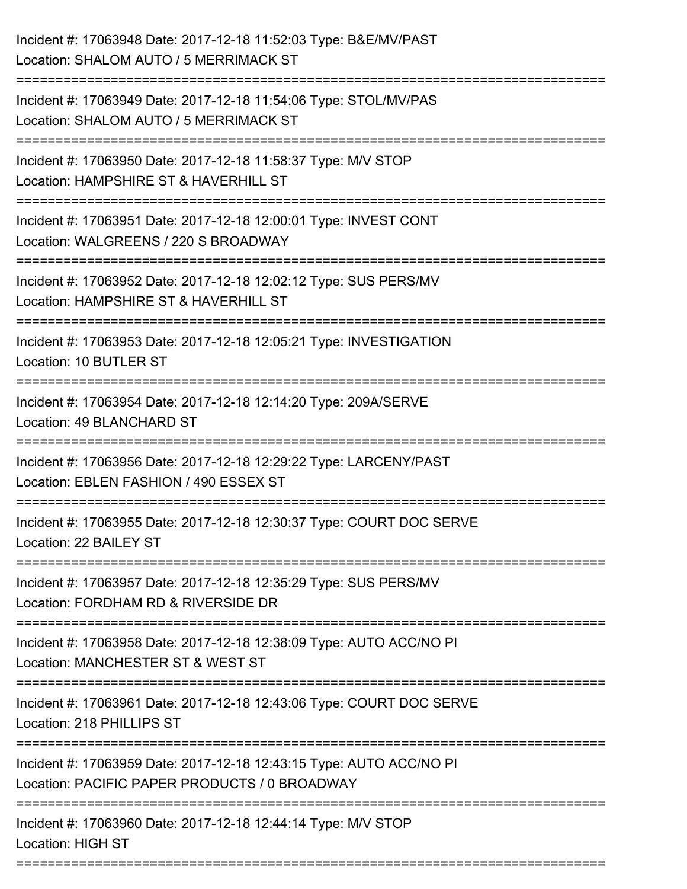Incident #: 17063948 Date: 2017-12-18 11:52:03 Type: B&E/MV/PAST
Location: SHALOM AUTO / 5 MERRIMACK ST

===========================================================================

Incident #: 17063949 Date: 2017-12-18 11:54:06 Type: STOL/MV/PAS
Location: SHALOM AUTO / 5 MERRIMACK ST

===========================================================================

Incident #: 17063950 Date: 2017-12-18 11:58:37 Type: M/V STOP
Location: HAMPSHIRE ST & HAVERHILL ST

===========================================================================

Incident #: 17063951 Date: 2017-12-18 12:00:01 Type: INVEST CONT
Location: WALGREENS / 220 S BROADWAY

===========================================================================

Incident #: 17063952 Date: 2017-12-18 12:02:12 Type: SUS PERS/MV
Location: HAMPSHIRE ST & HAVERHILL ST

===========================================================================

Incident #: 17063953 Date: 2017-12-18 12:05:21 Type: INVESTIGATION
Location: 10 BUTLER ST

===========================================================================

Incident #: 17063954 Date: 2017-12-18 12:14:20 Type: 209A/SERVE
Location: 49 BLANCHARD ST

===========================================================================

Incident #: 17063956 Date: 2017-12-18 12:29:22 Type: LARCENY/PAST
Location: EBLEN FASHION / 490 ESSEX ST

===========================================================================

Incident #: 17063955 Date: 2017-12-18 12:30:37 Type: COURT DOC SERVE
Location: 22 BAILEY ST

===========================================================================

Incident #: 17063957 Date: 2017-12-18 12:35:29 Type: SUS PERS/MV
Location: FORDHAM RD & RIVERSIDE DR

===========================================================================

Incident #: 17063958 Date: 2017-12-18 12:38:09 Type: AUTO ACC/NO PI
Location: MANCHESTER ST & WEST ST

===========================================================================

Incident #: 17063961 Date: 2017-12-18 12:43:06 Type: COURT DOC SERVE
Location: 218 PHILLIPS ST

===========================================================================

Incident #: 17063959 Date: 2017-12-18 12:43:15 Type: AUTO ACC/NO PI
Location: PACIFIC PAPER PRODUCTS / 0 BROADWAY

===========================================================================

Incident #: 17063960 Date: 2017-12-18 12:44:14 Type: M/V STOP
Location: HIGH ST

===========================================================================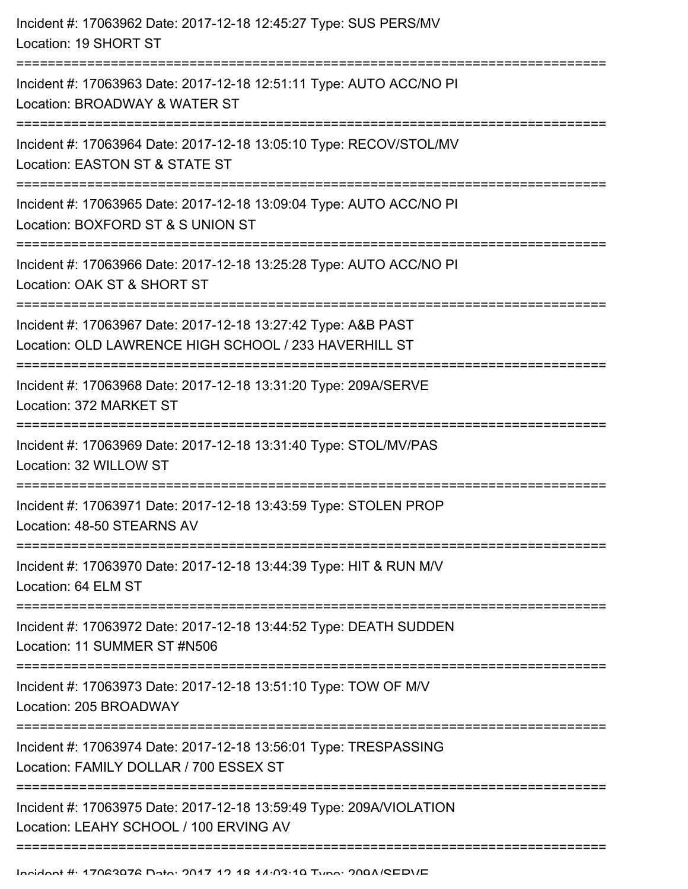Incident #: 17063962 Date: 2017-12-18 12:45:27 Type: SUS PERS/MV
Location: 19 SHORT ST

===========================================================================

Incident #: 17063963 Date: 2017-12-18 12:51:11 Type: AUTO ACC/NO PI
Location: BROADWAY & WATER ST

===========================================================================

Incident #: 17063964 Date: 2017-12-18 13:05:10 Type: RECOV/STOL/MV
Location: EASTON ST & STATE ST

===========================================================================

Incident #: 17063965 Date: 2017-12-18 13:09:04 Type: AUTO ACC/NO PI
Location: BOXFORD ST & S UNION ST

===========================================================================

Incident #: 17063966 Date: 2017-12-18 13:25:28 Type: AUTO ACC/NO PI
Location: OAK ST & SHORT ST

===========================================================================

Incident #: 17063967 Date: 2017-12-18 13:27:42 Type: A&B PAST
Location: OLD LAWRENCE HIGH SCHOOL / 233 HAVERHILL ST

===========================================================================

Incident #: 17063968 Date: 2017-12-18 13:31:20 Type: 209A/SERVE
Location: 372 MARKET ST

===========================================================================

Incident #: 17063969 Date: 2017-12-18 13:31:40 Type: STOL/MV/PAS
Location: 32 WILLOW ST

===========================================================================

Incident #: 17063971 Date: 2017-12-18 13:43:59 Type: STOLEN PROP
Location: 48-50 STEARNS AV

===========================================================================

Incident #: 17063970 Date: 2017-12-18 13:44:39 Type: HIT & RUN M/V
Location: 64 ELM ST

===========================================================================

Incident #: 17063972 Date: 2017-12-18 13:44:52 Type: DEATH SUDDEN
Location: 11 SUMMER ST #N506

===========================================================================

Incident #: 17063973 Date: 2017-12-18 13:51:10 Type: TOW OF M/V
Location: 205 BROADWAY

===========================================================================

Incident #: 17063974 Date: 2017-12-18 13:56:01 Type: TRESPASSING
Location: FAMILY DOLLAR / 700 ESSEX ST

===========================================================================

Incident #: 17063975 Date: 2017-12-18 13:59:49 Type: 209A/VIOLATION
Location: LEAHY SCHOOL / 100 ERVING AV

===========================================================================

Incident #: 17063976 Date: 2017-12-18 14:03:19 Type: 209A/SERVE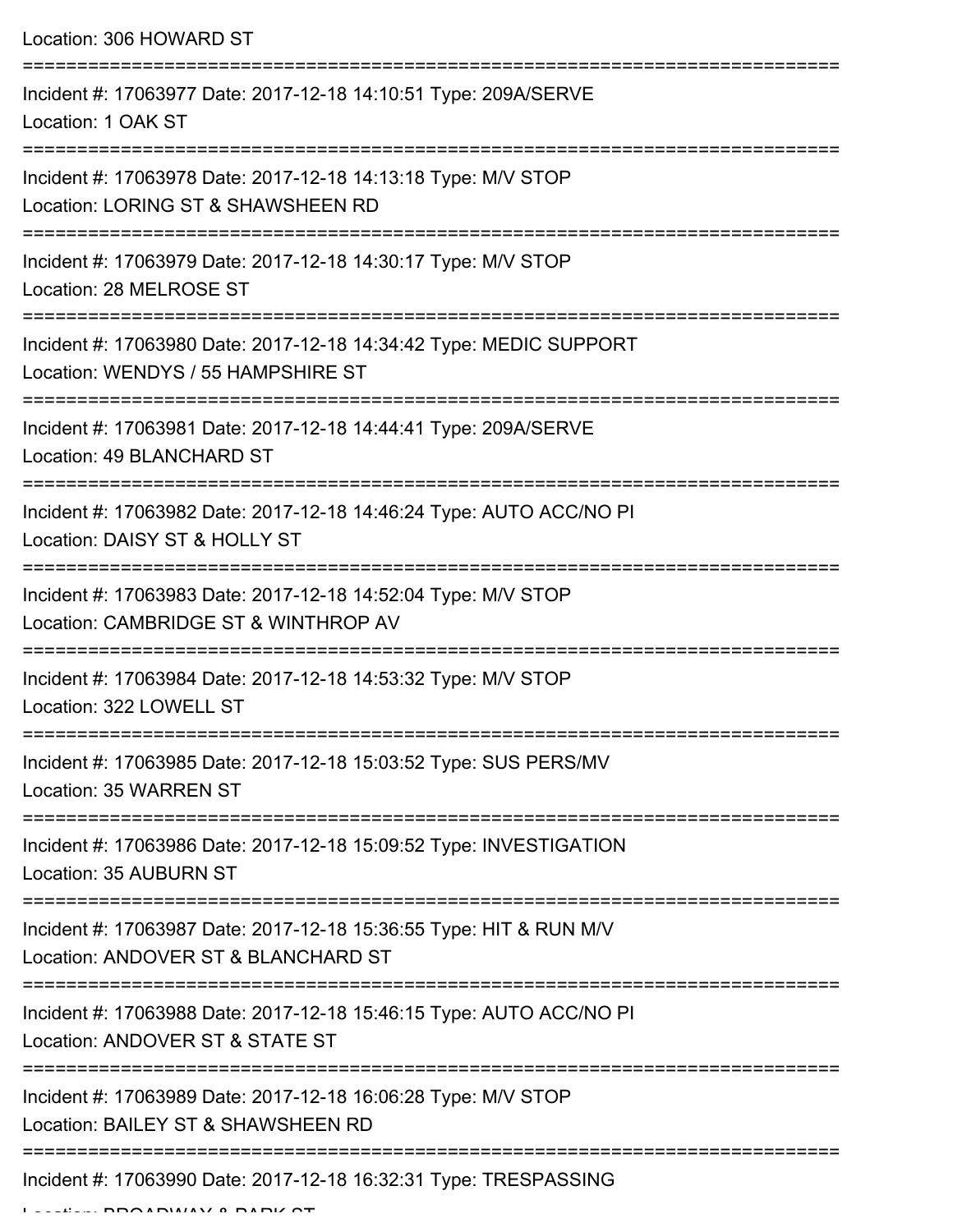Location: 306 HOWARD ST

===========================================================================

Incident #: 17063977 Date: 2017-12-18 14:10:51 Type: 209A/SERVE

Location: 1 OAK ST

===========================================================================

Incident #: 17063978 Date: 2017-12-18 14:13:18 Type: M/V STOP

Location: LORING ST & SHAWSHEEN RD

===========================================================================

Incident #: 17063979 Date: 2017-12-18 14:30:17 Type: M/V STOP

Location: 28 MELROSE ST

===========================================================================

Incident #: 17063980 Date: 2017-12-18 14:34:42 Type: MEDIC SUPPORT

Location: WENDYS / 55 HAMPSHIRE ST

===========================================================================

Incident #: 17063981 Date: 2017-12-18 14:44:41 Type: 209A/SERVE

Location: 49 BLANCHARD ST

===========================================================================

Incident #: 17063982 Date: 2017-12-18 14:46:24 Type: AUTO ACC/NO PI

Location: DAISY ST & HOLLY ST

===========================================================================

Incident #: 17063983 Date: 2017-12-18 14:52:04 Type: M/V STOP

Location: CAMBRIDGE ST & WINTHROP AV

===========================================================================

Incident #: 17063984 Date: 2017-12-18 14:53:32 Type: M/V STOP

Location: 322 LOWELL ST

===========================================================================

Incident #: 17063985 Date: 2017-12-18 15:03:52 Type: SUS PERS/MV

Location: 35 WARREN ST

===========================================================================

Incident #: 17063986 Date: 2017-12-18 15:09:52 Type: INVESTIGATION

Location: 35 AUBURN ST

===========================================================================

Incident #: 17063987 Date: 2017-12-18 15:36:55 Type: HIT & RUN M/V

Location: ANDOVER ST & BLANCHARD ST

===========================================================================

Incident #: 17063988 Date: 2017-12-18 15:46:15 Type: AUTO ACC/NO PI

Location: ANDOVER ST & STATE ST

===========================================================================

Incident #: 17063989 Date: 2017-12-18 16:06:28 Type: M/V STOP

Location: BAILEY ST & SHAWSHEEN RD

===========================================================================

Incident #: 17063990 Date: 2017-12-18 16:32:31 Type: TRESPASSING

Location: BROADWAY & PARK ST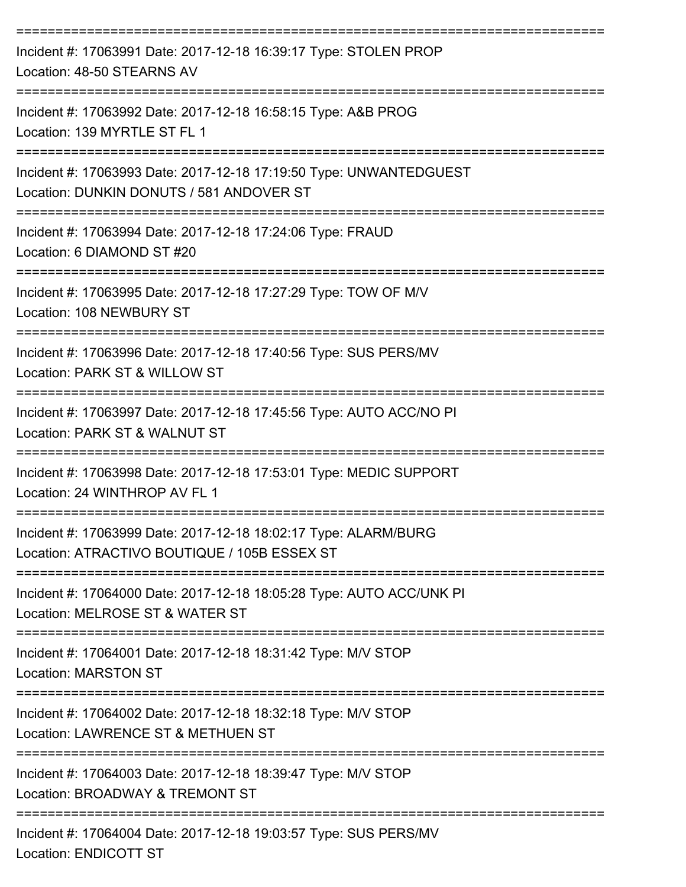===========================================================================

Incident #: 17063991 Date: 2017-12-18 16:39:17 Type: STOLEN PROP
Location: 48-50 STEARNS AV

===========================================================================

Incident #: 17063992 Date: 2017-12-18 16:58:15 Type: A&B PROG
Location: 139 MYRTLE ST FL 1

===========================================================================

Incident #: 17063993 Date: 2017-12-18 17:19:50 Type: UNWANTEDGUEST
Location: DUNKIN DONUTS / 581 ANDOVER ST

===========================================================================

Incident #: 17063994 Date: 2017-12-18 17:24:06 Type: FRAUD
Location: 6 DIAMOND ST #20

===========================================================================

Incident #: 17063995 Date: 2017-12-18 17:27:29 Type: TOW OF M/V
Location: 108 NEWBURY ST

===========================================================================

Incident #: 17063996 Date: 2017-12-18 17:40:56 Type: SUS PERS/MV
Location: PARK ST & WILLOW ST

===========================================================================

Incident #: 17063997 Date: 2017-12-18 17:45:56 Type: AUTO ACC/NO PI
Location: PARK ST & WALNUT ST

===========================================================================

Incident #: 17063998 Date: 2017-12-18 17:53:01 Type: MEDIC SUPPORT
Location: 24 WINTHROP AV FL 1

===========================================================================

Incident #: 17063999 Date: 2017-12-18 18:02:17 Type: ALARM/BURG
Location: ATRACTIVO BOUTIQUE / 105B ESSEX ST

===========================================================================

Incident #: 17064000 Date: 2017-12-18 18:05:28 Type: AUTO ACC/UNK PI
Location: MELROSE ST & WATER ST

===========================================================================

Incident #: 17064001 Date: 2017-12-18 18:31:42 Type: M/V STOP
Location: MARSTON ST

===========================================================================

Incident #: 17064002 Date: 2017-12-18 18:32:18 Type: M/V STOP
Location: LAWRENCE ST & METHUEN ST

===========================================================================

Incident #: 17064003 Date: 2017-12-18 18:39:47 Type: M/V STOP
Location: BROADWAY & TREMONT ST

===========================================================================

Incident #: 17064004 Date: 2017-12-18 19:03:57 Type: SUS PERS/MV
Location: ENDICOTT ST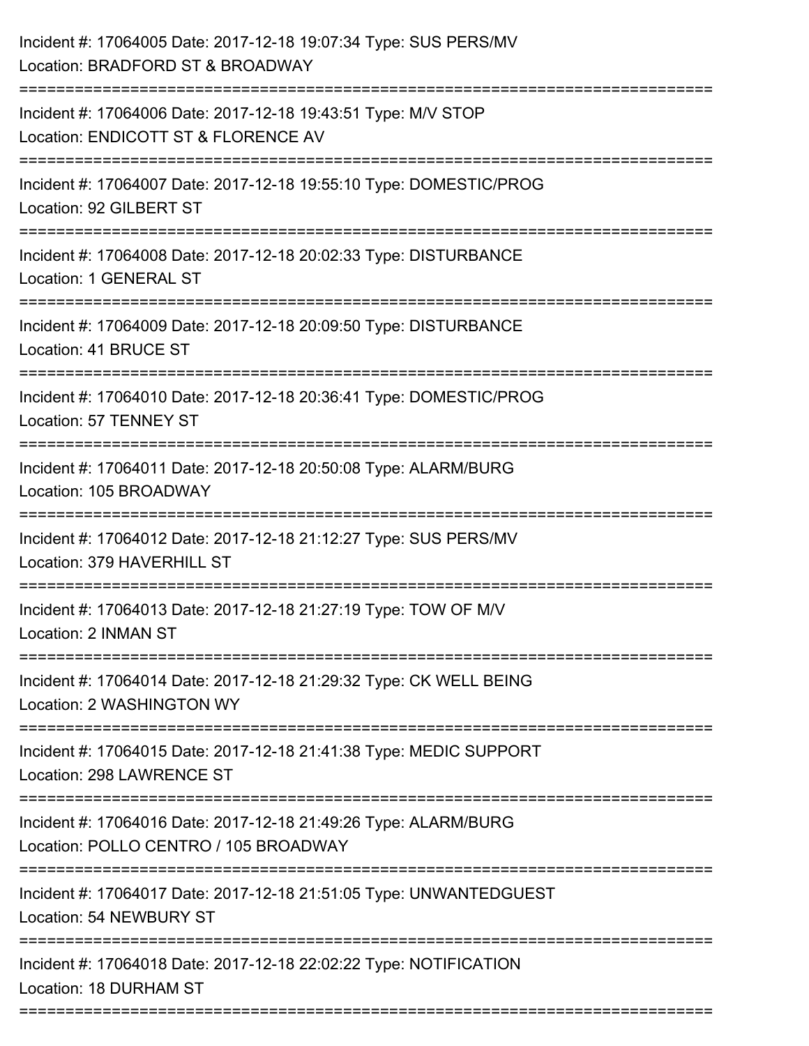Incident #: 17064005 Date: 2017-12-18 19:07:34 Type: SUS PERS/MV
Location: BRADFORD ST & BROADWAY

===========================================================================

Incident #: 17064006 Date: 2017-12-18 19:43:51 Type: M/V STOP
Location: ENDICOTT ST & FLORENCE AV

===========================================================================

Incident #: 17064007 Date: 2017-12-18 19:55:10 Type: DOMESTIC/PROG
Location: 92 GILBERT ST

===========================================================================

Incident #: 17064008 Date: 2017-12-18 20:02:33 Type: DISTURBANCE
Location: 1 GENERAL ST

===========================================================================

Incident #: 17064009 Date: 2017-12-18 20:09:50 Type: DISTURBANCE
Location: 41 BRUCE ST

===========================================================================

Incident #: 17064010 Date: 2017-12-18 20:36:41 Type: DOMESTIC/PROG
Location: 57 TENNEY ST

===========================================================================

Incident #: 17064011 Date: 2017-12-18 20:50:08 Type: ALARM/BURG
Location: 105 BROADWAY

===========================================================================

Incident #: 17064012 Date: 2017-12-18 21:12:27 Type: SUS PERS/MV
Location: 379 HAVERHILL ST

===========================================================================

Incident #: 17064013 Date: 2017-12-18 21:27:19 Type: TOW OF M/V
Location: 2 INMAN ST

===========================================================================

Incident #: 17064014 Date: 2017-12-18 21:29:32 Type: CK WELL BEING
Location: 2 WASHINGTON WY

===========================================================================

Incident #: 17064015 Date: 2017-12-18 21:41:38 Type: MEDIC SUPPORT
Location: 298 LAWRENCE ST

===========================================================================

Incident #: 17064016 Date: 2017-12-18 21:49:26 Type: ALARM/BURG
Location: POLLO CENTRO / 105 BROADWAY

===========================================================================

Incident #: 17064017 Date: 2017-12-18 21:51:05 Type: UNWANTEDGUEST
Location: 54 NEWBURY ST

===========================================================================

Incident #: 17064018 Date: 2017-12-18 22:02:22 Type: NOTIFICATION
Location: 18 DURHAM ST

===========================================================================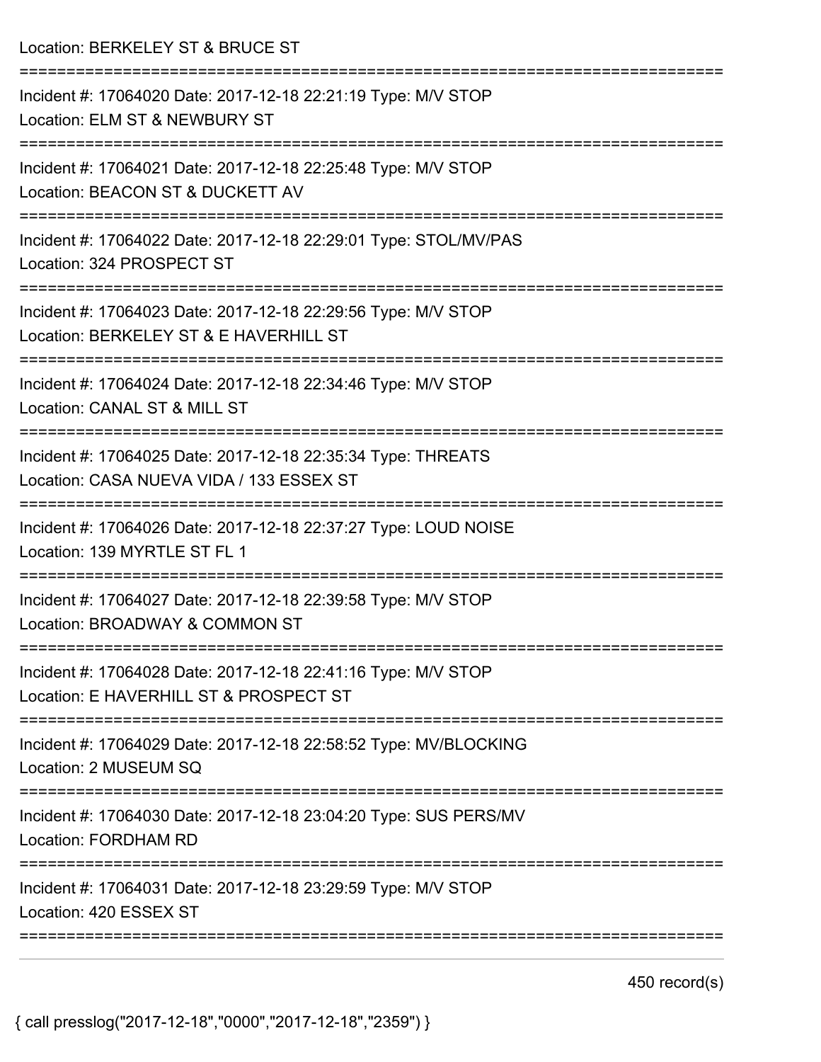Location: BERKELEY ST & BRUCE ST

===========================================================================

Incident #: 17064020 Date: 2017-12-18 22:21:19 Type: M/V STOP

Location: ELM ST & NEWBURY ST

===========================================================================

Incident #: 17064021 Date: 2017-12-18 22:25:48 Type: M/V STOP

Location: BEACON ST & DUCKETT AV

===========================================================================

Incident #: 17064022 Date: 2017-12-18 22:29:01 Type: STOL/MV/PAS

Location: 324 PROSPECT ST

===========================================================================

Incident #: 17064023 Date: 2017-12-18 22:29:56 Type: M/V STOP

Location: BERKELEY ST & E HAVERHILL ST

===========================================================================

Incident #: 17064024 Date: 2017-12-18 22:34:46 Type: M/V STOP

Location: CANAL ST & MILL ST

===========================================================================

Incident #: 17064025 Date: 2017-12-18 22:35:34 Type: THREATS

Location: CASA NUEVA VIDA / 133 ESSEX ST

===========================================================================

Incident #: 17064026 Date: 2017-12-18 22:37:27 Type: LOUD NOISE

Location: 139 MYRTLE ST FL 1

===========================================================================

Incident #: 17064027 Date: 2017-12-18 22:39:58 Type: M/V STOP

Location: BROADWAY & COMMON ST

===========================================================================

Incident #: 17064028 Date: 2017-12-18 22:41:16 Type: M/V STOP

Location: E HAVERHILL ST & PROSPECT ST

===========================================================================

Incident #: 17064029 Date: 2017-12-18 22:58:52 Type: MV/BLOCKING

Location: 2 MUSEUM SQ

===========================================================================

Incident #: 17064030 Date: 2017-12-18 23:04:20 Type: SUS PERS/MV

Location: FORDHAM RD

===========================================================================

Incident #: 17064031 Date: 2017-12-18 23:29:59 Type: M/V STOP

Location: 420 ESSEX ST

===========================================================================

450 record(s)

{ call presslog("2017-12-18","0000","2017-12-18","2359") }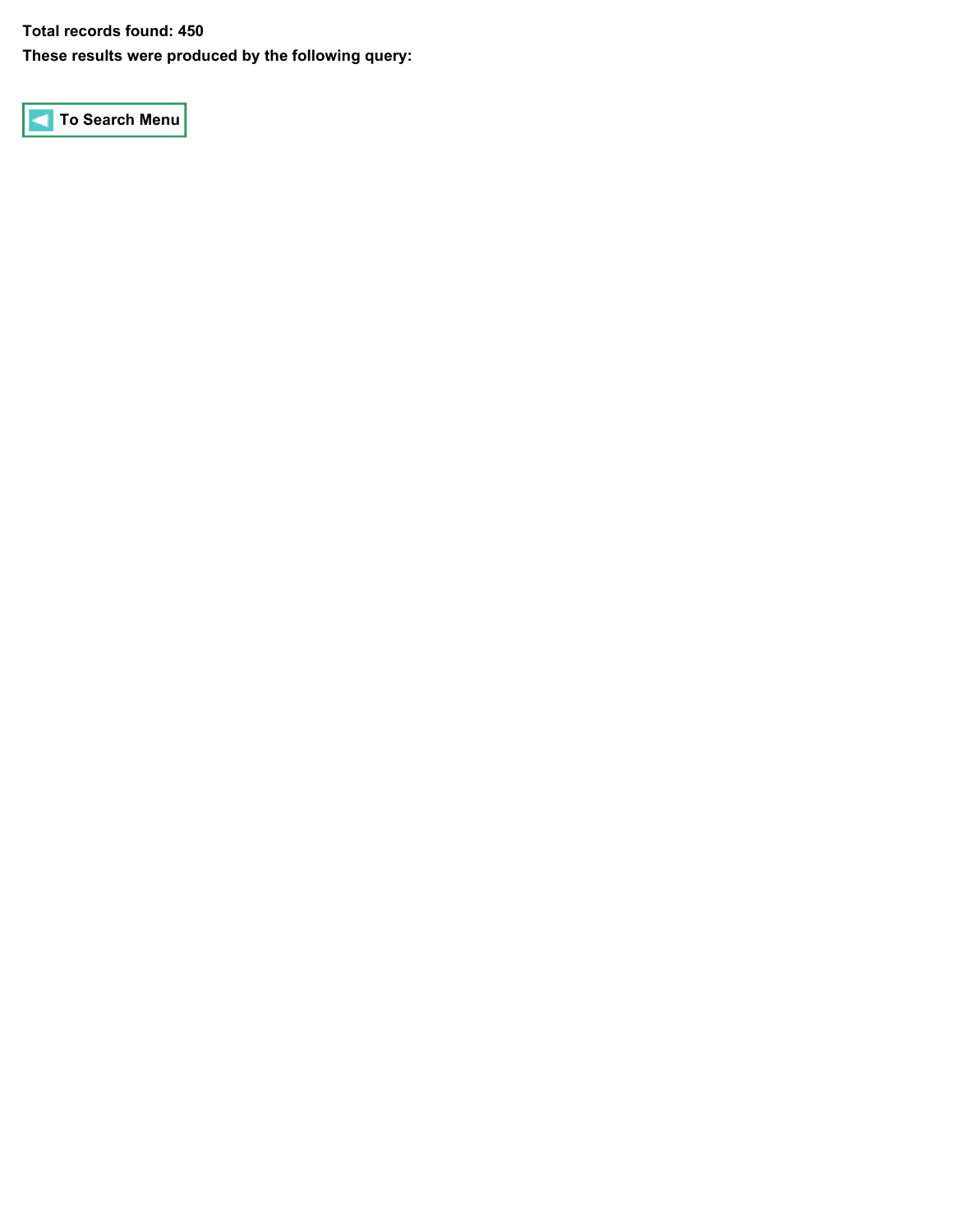**Total records found: 450**

**These results were produced by the following query:**

**To Search Menu**